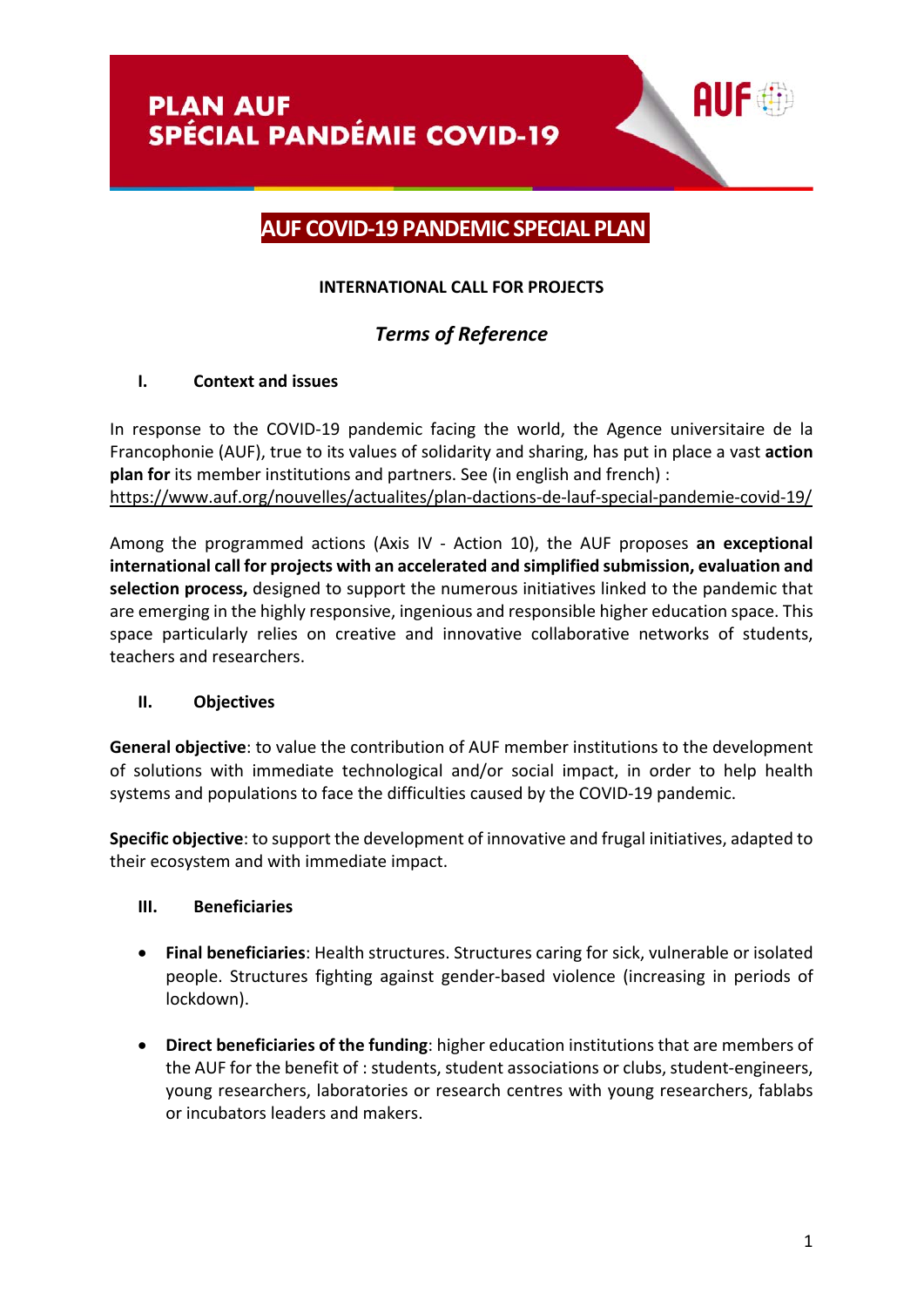# PLAN AUF SPÉCIAL PANDÉMIE COVID-19

## AUF COVID-19 PANDEMIC SPECIAL PLAN

**INTERNATIONAL CALL FOR PROJECTS**

***Terms of Reference***

### I. Context and issues

In response to the COVID-19 pandemic facing the world, the Agence universitaire de la Francophonie (AUF), true to its values of solidarity and sharing, has put in place a vast **action plan for** its member institutions and partners. See (in english and french) :
https://www.auf.org/nouvelles/actualites/plan-dactions-de-lauf-special-pandemie-covid-19/

Among the programmed actions (Axis IV - Action 10), the AUF proposes **an exceptional international call for projects with an accelerated and simplified submission, evaluation and selection process,** designed to support the numerous initiatives linked to the pandemic that are emerging in the highly responsive, ingenious and responsible higher education space. This space particularly relies on creative and innovative collaborative networks of students, teachers and researchers.

### II. Objectives

**General objective**: to value the contribution of AUF member institutions to the development of solutions with immediate technological and/or social impact, in order to help health systems and populations to face the difficulties caused by the COVID-19 pandemic.

**Specific objective**: to support the development of innovative and frugal initiatives, adapted to their ecosystem and with immediate impact.

### III. Beneficiaries

- **Final beneficiaries**: Health structures. Structures caring for sick, vulnerable or isolated people. Structures fighting against gender-based violence (increasing in periods of lockdown).
- **Direct beneficiaries of the funding**: higher education institutions that are members of the AUF for the benefit of : students, student associations or clubs, student-engineers, young researchers, laboratories or research centres with young researchers, fablabs or incubators leaders and makers.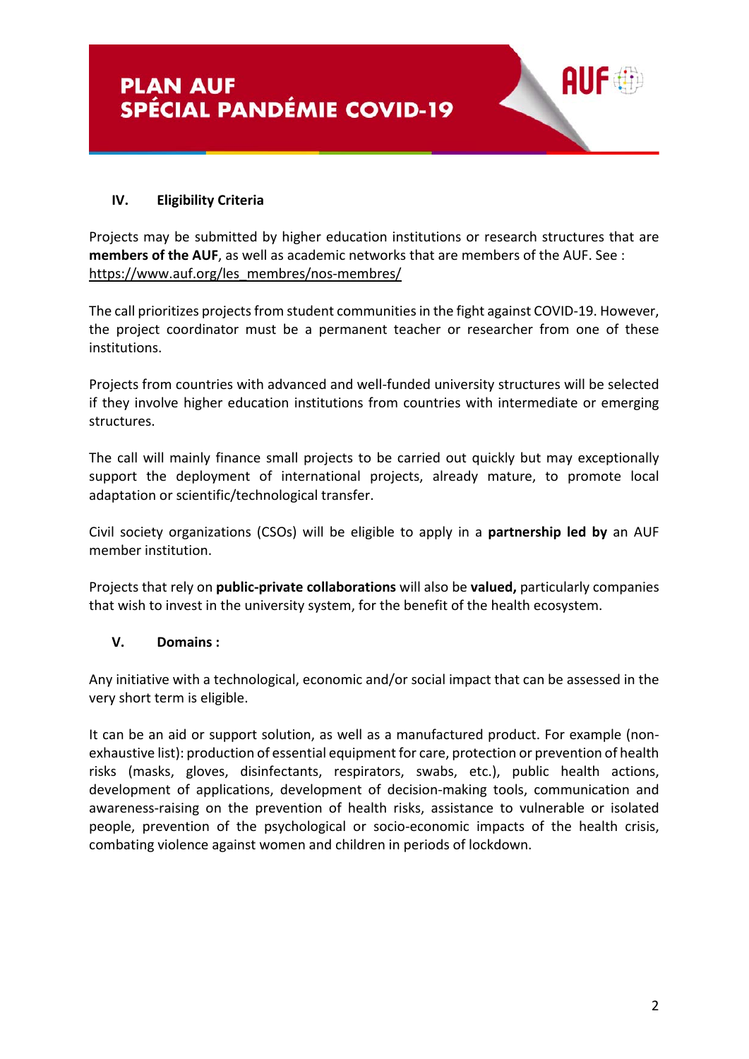## IV. Eligibility Criteria

Projects may be submitted by higher education institutions or research structures that are **members of the AUF**, as well as academic networks that are members of the AUF. See : https://www.auf.org/les_membres/nos-membres/

The call prioritizes projects from student communities in the fight against COVID-19. However, the project coordinator must be a permanent teacher or researcher from one of these institutions.

Projects from countries with advanced and well-funded university structures will be selected if they involve higher education institutions from countries with intermediate or emerging structures.

The call will mainly finance small projects to be carried out quickly but may exceptionally support the deployment of international projects, already mature, to promote local adaptation or scientific/technological transfer.

Civil society organizations (CSOs) will be eligible to apply in a **partnership led by** an AUF member institution.

Projects that rely on **public-private collaborations** will also be **valued,** particularly companies that wish to invest in the university system, for the benefit of the health ecosystem.

## V. Domains :

Any initiative with a technological, economic and/or social impact that can be assessed in the very short term is eligible.

It can be an aid or support solution, as well as a manufactured product. For example (non-exhaustive list): production of essential equipment for care, protection or prevention of health risks (masks, gloves, disinfectants, respirators, swabs, etc.), public health actions, development of applications, development of decision-making tools, communication and awareness-raising on the prevention of health risks, assistance to vulnerable or isolated people, prevention of the psychological or socio-economic impacts of the health crisis, combating violence against women and children in periods of lockdown.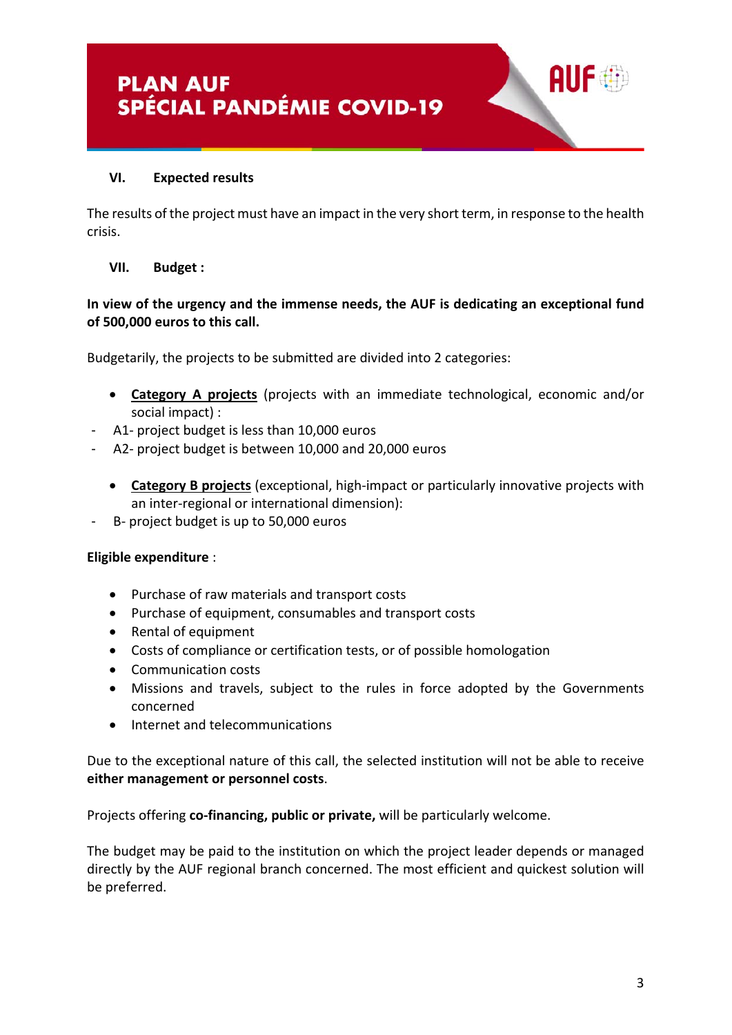## VI. Expected results

The results of the project must have an impact in the very short term, in response to the health crisis.

## VII. Budget :

**In view of the urgency and the immense needs, the AUF is dedicating an exceptional fund of 500,000 euros to this call.**

Budgetarily, the projects to be submitted are divided into 2 categories:

- **Category A projects** (projects with an immediate technological, economic and/or social impact) :
  - A1- project budget is less than 10,000 euros
  - A2- project budget is between 10,000 and 20,000 euros

- **Category B projects** (exceptional, high-impact or particularly innovative projects with an inter-regional or international dimension):
  - B- project budget is up to 50,000 euros

**Eligible expenditure** :

- Purchase of raw materials and transport costs
- Purchase of equipment, consumables and transport costs
- Rental of equipment
- Costs of compliance or certification tests, or of possible homologation
- Communication costs
- Missions and travels, subject to the rules in force adopted by the Governments concerned
- Internet and telecommunications

Due to the exceptional nature of this call, the selected institution will not be able to receive **either management or personnel costs**.

Projects offering **co-financing, public or private,** will be particularly welcome.

The budget may be paid to the institution on which the project leader depends or managed directly by the AUF regional branch concerned. The most efficient and quickest solution will be preferred.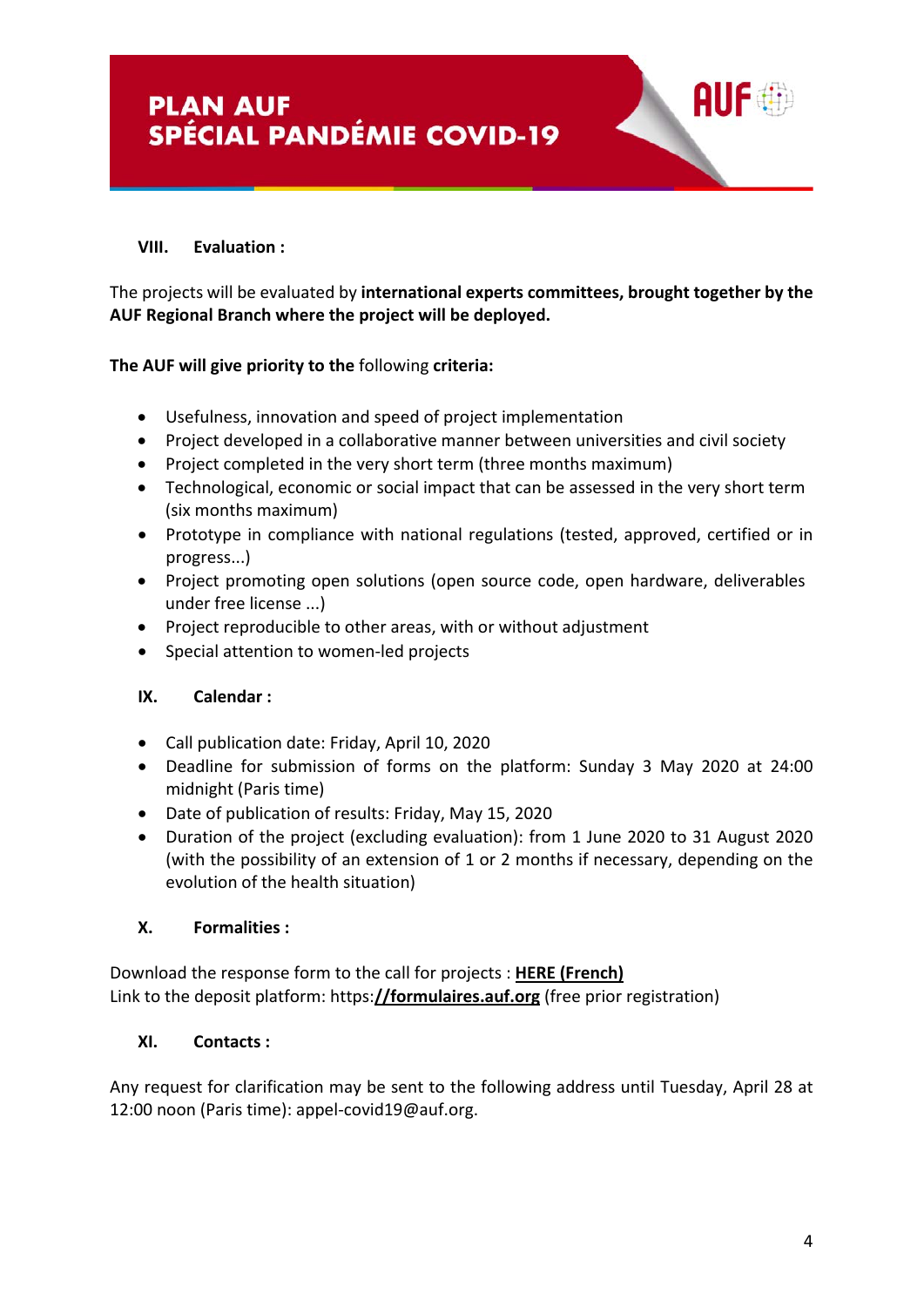## VIII. Evaluation :

The projects will be evaluated by **international experts committees, brought together by the AUF Regional Branch where the project will be deployed.**

**The AUF will give priority to the** following **criteria:**

- Usefulness, innovation and speed of project implementation
- Project developed in a collaborative manner between universities and civil society
- Project completed in the very short term (three months maximum)
- Technological, economic or social impact that can be assessed in the very short term (six months maximum)
- Prototype in compliance with national regulations (tested, approved, certified or in progress...)
- Project promoting open solutions (open source code, open hardware, deliverables under free license ...)
- Project reproducible to other areas, with or without adjustment
- Special attention to women-led projects

## IX. Calendar :

- Call publication date: Friday, April 10, 2020
- Deadline for submission of forms on the platform: Sunday 3 May 2020 at 24:00 midnight (Paris time)
- Date of publication of results: Friday, May 15, 2020
- Duration of the project (excluding evaluation): from 1 June 2020 to 31 August 2020 (with the possibility of an extension of 1 or 2 months if necessary, depending on the evolution of the health situation)

## X. Formalities :

Download the response form to the call for projects : **HERE (French)**
Link to the deposit platform: https:**//formulaires.auf.org** (free prior registration)

## XI. Contacts :

Any request for clarification may be sent to the following address until Tuesday, April 28 at 12:00 noon (Paris time): appel-covid19@auf.org.